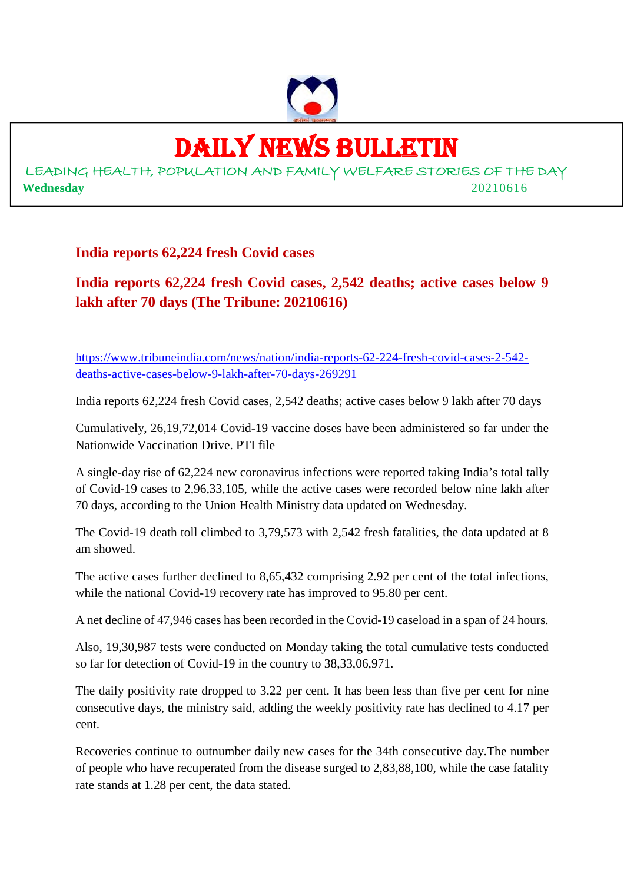# DAILY NEWS BULLETIN

LEADING HEALTH, POPULATION AND FAMILY WELFARE STORIES OF THE DAY

**Wednesday** 20210616

## India reports 62,224 fresh Covid cases

## India reports 62,224 fresh Covid cases, 2,542 deaths; active cases below 9 lakh after 70 days (The Tribune: 20210616)

https://www.tribuneindia.com/news/nation/india-reports-62-224-fresh-covid-cases-2-542-deaths-active-cases-below-9-lakh-after-70-days-269291

India reports 62,224 fresh Covid cases, 2,542 deaths; active cases below 9 lakh after 70 days

Cumulatively, 26,19,72,014 Covid-19 vaccine doses have been administered so far under the Nationwide Vaccination Drive. PTI file

A single-day rise of 62,224 new coronavirus infections were reported taking India's total tally of Covid-19 cases to 2,96,33,105, while the active cases were recorded below nine lakh after 70 days, according to the Union Health Ministry data updated on Wednesday.

The Covid-19 death toll climbed to 3,79,573 with 2,542 fresh fatalities, the data updated at 8 am showed.

The active cases further declined to 8,65,432 comprising 2.92 per cent of the total infections, while the national Covid-19 recovery rate has improved to 95.80 per cent.

A net decline of 47,946 cases has been recorded in the Covid-19 caseload in a span of 24 hours.

Also, 19,30,987 tests were conducted on Monday taking the total cumulative tests conducted so far for detection of Covid-19 in the country to 38,33,06,971.

The daily positivity rate dropped to 3.22 per cent. It has been less than five per cent for nine consecutive days, the ministry said, adding the weekly positivity rate has declined to 4.17 per cent.

Recoveries continue to outnumber daily new cases for the 34th consecutive day.The number of people who have recuperated from the disease surged to 2,83,88,100, while the case fatality rate stands at 1.28 per cent, the data stated.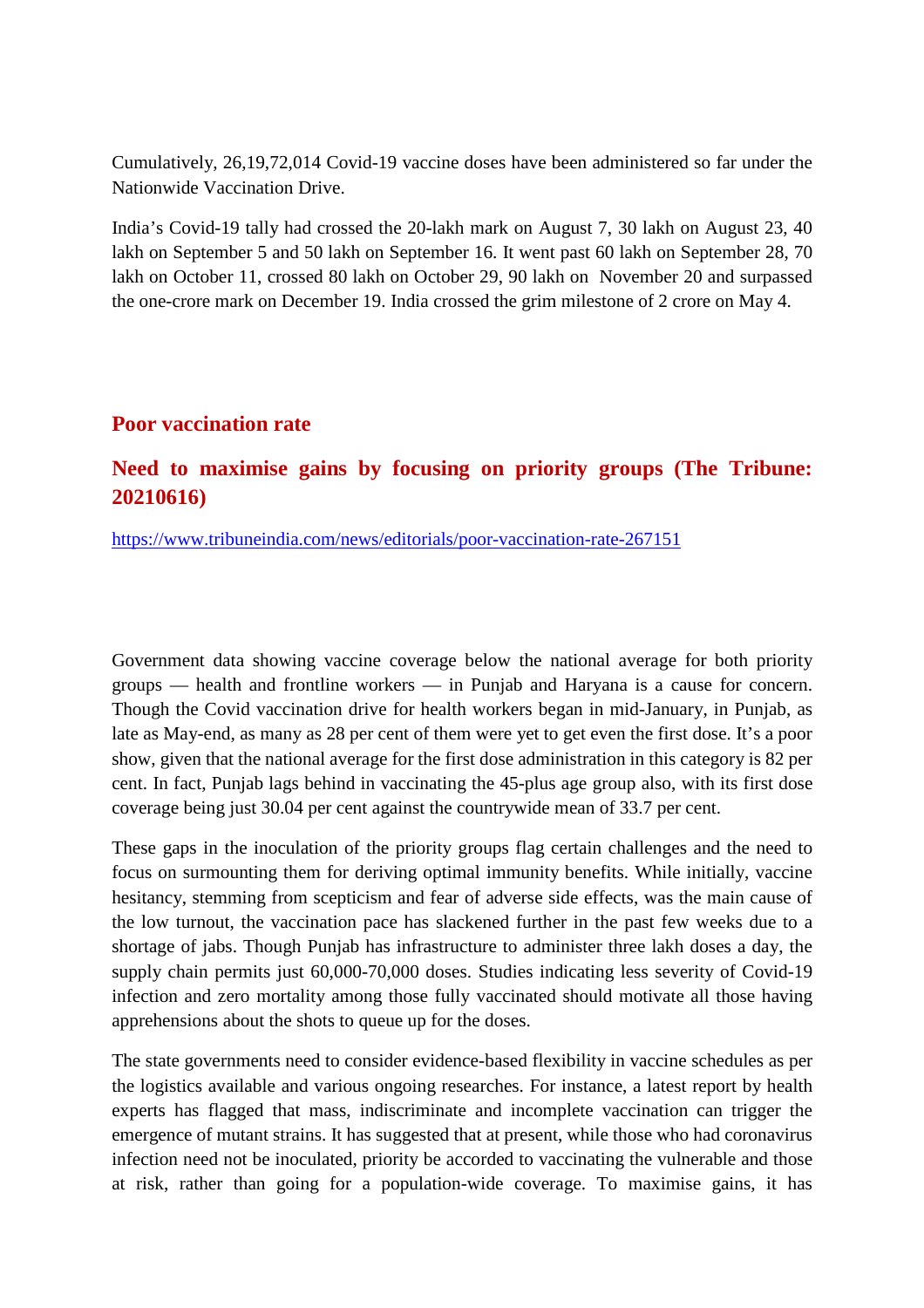Cumulatively, 26,19,72,014 Covid-19 vaccine doses have been administered so far under the Nationwide Vaccination Drive.

India's Covid-19 tally had crossed the 20-lakh mark on August 7, 30 lakh on August 23, 40 lakh on September 5 and 50 lakh on September 16. It went past 60 lakh on September 28, 70 lakh on October 11, crossed 80 lakh on October 29, 90 lakh on November 20 and surpassed the one-crore mark on December 19. India crossed the grim milestone of 2 crore on May 4.

## Poor vaccination rate

## Need to maximise gains by focusing on priority groups (The Tribune: 20210616)

https://www.tribuneindia.com/news/editorials/poor-vaccination-rate-267151

Government data showing vaccine coverage below the national average for both priority groups — health and frontline workers — in Punjab and Haryana is a cause for concern. Though the Covid vaccination drive for health workers began in mid-January, in Punjab, as late as May-end, as many as 28 per cent of them were yet to get even the first dose. It's a poor show, given that the national average for the first dose administration in this category is 82 per cent. In fact, Punjab lags behind in vaccinating the 45-plus age group also, with its first dose coverage being just 30.04 per cent against the countrywide mean of 33.7 per cent.

These gaps in the inoculation of the priority groups flag certain challenges and the need to focus on surmounting them for deriving optimal immunity benefits. While initially, vaccine hesitancy, stemming from scepticism and fear of adverse side effects, was the main cause of the low turnout, the vaccination pace has slackened further in the past few weeks due to a shortage of jabs. Though Punjab has infrastructure to administer three lakh doses a day, the supply chain permits just 60,000-70,000 doses. Studies indicating less severity of Covid-19 infection and zero mortality among those fully vaccinated should motivate all those having apprehensions about the shots to queue up for the doses.

The state governments need to consider evidence-based flexibility in vaccine schedules as per the logistics available and various ongoing researches. For instance, a latest report by health experts has flagged that mass, indiscriminate and incomplete vaccination can trigger the emergence of mutant strains. It has suggested that at present, while those who had coronavirus infection need not be inoculated, priority be accorded to vaccinating the vulnerable and those at risk, rather than going for a population-wide coverage. To maximise gains, it has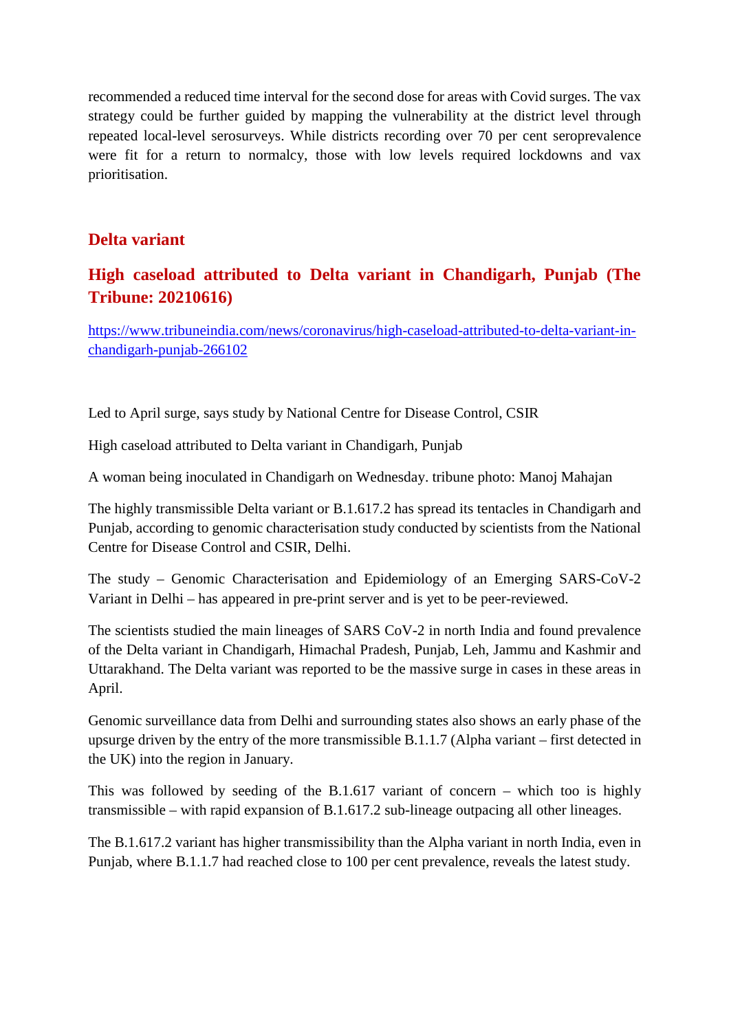recommended a reduced time interval for the second dose for areas with Covid surges. The vax strategy could be further guided by mapping the vulnerability at the district level through repeated local-level serosurveys. While districts recording over 70 per cent seroprevalence were fit for a return to normalcy, those with low levels required lockdowns and vax prioritisation.

## Delta variant

### High caseload attributed to Delta variant in Chandigarh, Punjab (The Tribune: 20210616)

[https://www.tribuneindia.com/news/coronavirus/high-caseload-attributed-to-delta-variant-in-chandigarh-punjab-266102](https://www.tribuneindia.com/news/coronavirus/high-caseload-attributed-to-delta-variant-in-chandigarh-punjab-266102)

Led to April surge, says study by National Centre for Disease Control, CSIR

High caseload attributed to Delta variant in Chandigarh, Punjab

A woman being inoculated in Chandigarh on Wednesday. tribune photo: Manoj Mahajan

The highly transmissible Delta variant or B.1.617.2 has spread its tentacles in Chandigarh and Punjab, according to genomic characterisation study conducted by scientists from the National Centre for Disease Control and CSIR, Delhi.

The study – Genomic Characterisation and Epidemiology of an Emerging SARS-CoV-2 Variant in Delhi – has appeared in pre-print server and is yet to be peer-reviewed.

The scientists studied the main lineages of SARS CoV-2 in north India and found prevalence of the Delta variant in Chandigarh, Himachal Pradesh, Punjab, Leh, Jammu and Kashmir and Uttarakhand. The Delta variant was reported to be the massive surge in cases in these areas in April.

Genomic surveillance data from Delhi and surrounding states also shows an early phase of the upsurge driven by the entry of the more transmissible B.1.1.7 (Alpha variant – first detected in the UK) into the region in January.

This was followed by seeding of the B.1.617 variant of concern – which too is highly transmissible – with rapid expansion of B.1.617.2 sub-lineage outpacing all other lineages.

The B.1.617.2 variant has higher transmissibility than the Alpha variant in north India, even in Punjab, where B.1.1.7 had reached close to 100 per cent prevalence, reveals the latest study.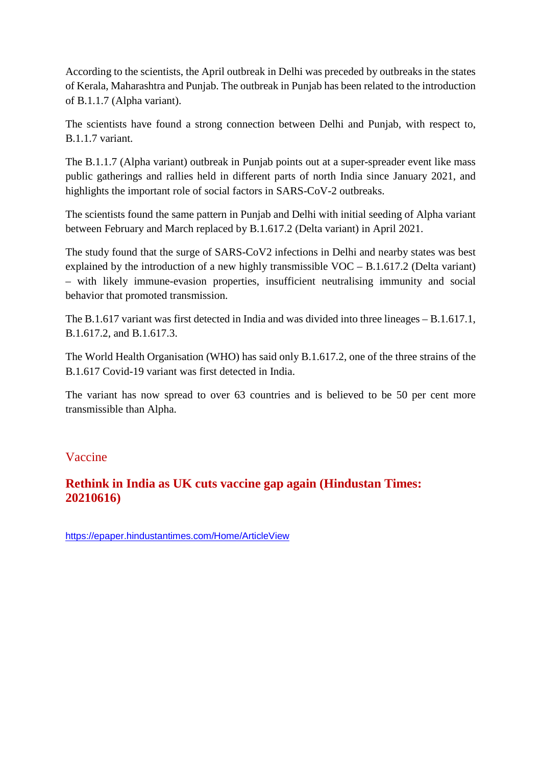According to the scientists, the April outbreak in Delhi was preceded by outbreaks in the states of Kerala, Maharashtra and Punjab. The outbreak in Punjab has been related to the introduction of B.1.1.7 (Alpha variant).

The scientists have found a strong connection between Delhi and Punjab, with respect to, B.1.1.7 variant.

The B.1.1.7 (Alpha variant) outbreak in Punjab points out at a super-spreader event like mass public gatherings and rallies held in different parts of north India since January 2021, and highlights the important role of social factors in SARS-CoV-2 outbreaks.

The scientists found the same pattern in Punjab and Delhi with initial seeding of Alpha variant between February and March replaced by B.1.617.2 (Delta variant) in April 2021.

The study found that the surge of SARS-CoV2 infections in Delhi and nearby states was best explained by the introduction of a new highly transmissible VOC – B.1.617.2 (Delta variant) – with likely immune-evasion properties, insufficient neutralising immunity and social behavior that promoted transmission.

The B.1.617 variant was first detected in India and was divided into three lineages – B.1.617.1, B.1.617.2, and B.1.617.3.

The World Health Organisation (WHO) has said only B.1.617.2, one of the three strains of the B.1.617 Covid-19 variant was first detected in India.

The variant has now spread to over 63 countries and is believed to be 50 per cent more transmissible than Alpha.

## Vaccine

### Rethink in India as UK cuts vaccine gap again (Hindustan Times: 20210616)

https://epaper.hindustantimes.com/Home/ArticleView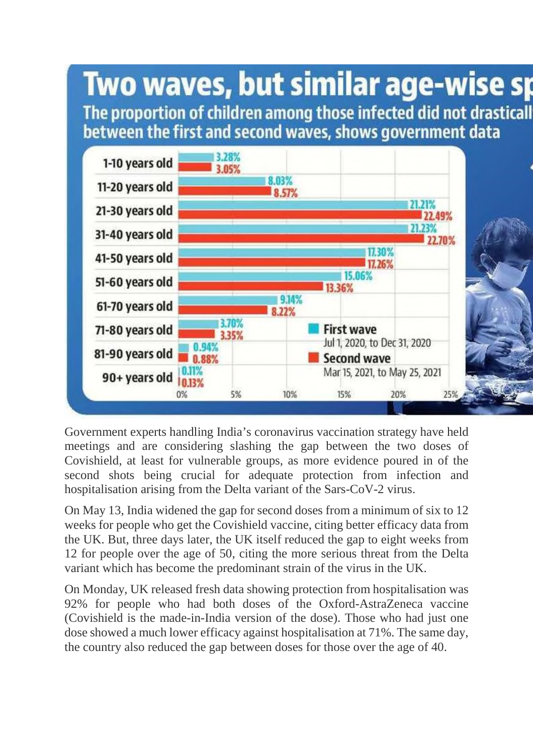# Two waves, but similar age-wise sp

The proportion of children among those infected did not drasticall between the first and second waves, shows government data

1-10 years old 3.28% 3.05%

11-20 years old 8.03% 8.57%

21-30 years old 21.21% 22.49%

31-40 years old 21.23% 22.70%

41-50 years old 17.30% 17.26%

51-60 years old 15.06% 13.36%

61-70 years old 9.14% 8.22%

71-80 years old 3.70% 3.35%

81-90 years old 0.94% 0.88%

90+ years old 0.11% 0.13%

0% 5% 10% 15% 20% 25%

First wave
Jul 1, 2020, to Dec 31, 2020

Second wave
Mar 15, 2021, to May 25, 2021

Government experts handling India's coronavirus vaccination strategy have held meetings and are considering slashing the gap between the two doses of Covishield, at least for vulnerable groups, as more evidence poured in of the second shots being crucial for adequate protection from infection and hospitalisation arising from the Delta variant of the Sars-CoV-2 virus.

On May 13, India widened the gap for second doses from a minimum of six to 12 weeks for people who get the Covishield vaccine, citing better efficacy data from the UK. But, three days later, the UK itself reduced the gap to eight weeks from 12 for people over the age of 50, citing the more serious threat from the Delta variant which has become the predominant strain of the virus in the UK.

On Monday, UK released fresh data showing protection from hospitalisation was 92% for people who had both doses of the Oxford-AstraZeneca vaccine (Covishield is the made-in-India version of the dose). Those who had just one dose showed a much lower efficacy against hospitalisation at 71%. The same day, the country also reduced the gap between doses for those over the age of 40.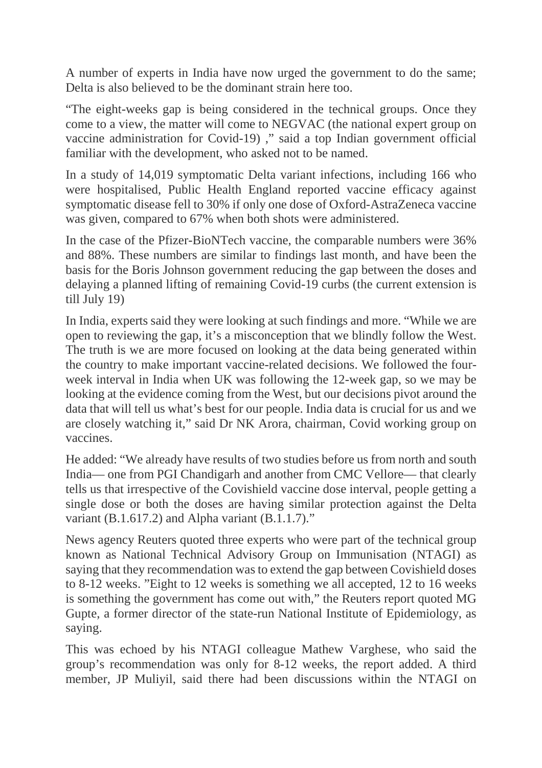A number of experts in India have now urged the government to do the same; Delta is also believed to be the dominant strain here too.

“The eight-weeks gap is being considered in the technical groups. Once they come to a view, the matter will come to NEGVAC (the national expert group on vaccine administration for Covid-19) ,” said a top Indian government official familiar with the development, who asked not to be named.

In a study of 14,019 symptomatic Delta variant infections, including 166 who were hospitalised, Public Health England reported vaccine efficacy against symptomatic disease fell to 30% if only one dose of Oxford-AstraZeneca vaccine was given, compared to 67% when both shots were administered.

In the case of the Pfizer-BioNTech vaccine, the comparable numbers were 36% and 88%. These numbers are similar to findings last month, and have been the basis for the Boris Johnson government reducing the gap between the doses and delaying a planned lifting of remaining Covid-19 curbs (the current extension is till July 19)

In India, experts said they were looking at such findings and more. “While we are open to reviewing the gap, it’s a misconception that we blindly follow the West. The truth is we are more focused on looking at the data being generated within the country to make important vaccine-related decisions. We followed the four-week interval in India when UK was following the 12-week gap, so we may be looking at the evidence coming from the West, but our decisions pivot around the data that will tell us what’s best for our people. India data is crucial for us and we are closely watching it,” said Dr NK Arora, chairman, Covid working group on vaccines.

He added: “We already have results of two studies before us from north and south India— one from PGI Chandigarh and another from CMC Vellore— that clearly tells us that irrespective of the Covishield vaccine dose interval, people getting a single dose or both the doses are having similar protection against the Delta variant (B.1.617.2) and Alpha variant (B.1.1.7).”

News agency Reuters quoted three experts who were part of the technical group known as National Technical Advisory Group on Immunisation (NTAGI) as saying that they recommendation was to extend the gap between Covishield doses to 8-12 weeks. ”Eight to 12 weeks is something we all accepted, 12 to 16 weeks is something the government has come out with,” the Reuters report quoted MG Gupte, a former director of the state-run National Institute of Epidemiology, as saying.

This was echoed by his NTAGI colleague Mathew Varghese, who said the group’s recommendation was only for 8-12 weeks, the report added. A third member, JP Muliyil, said there had been discussions within the NTAGI on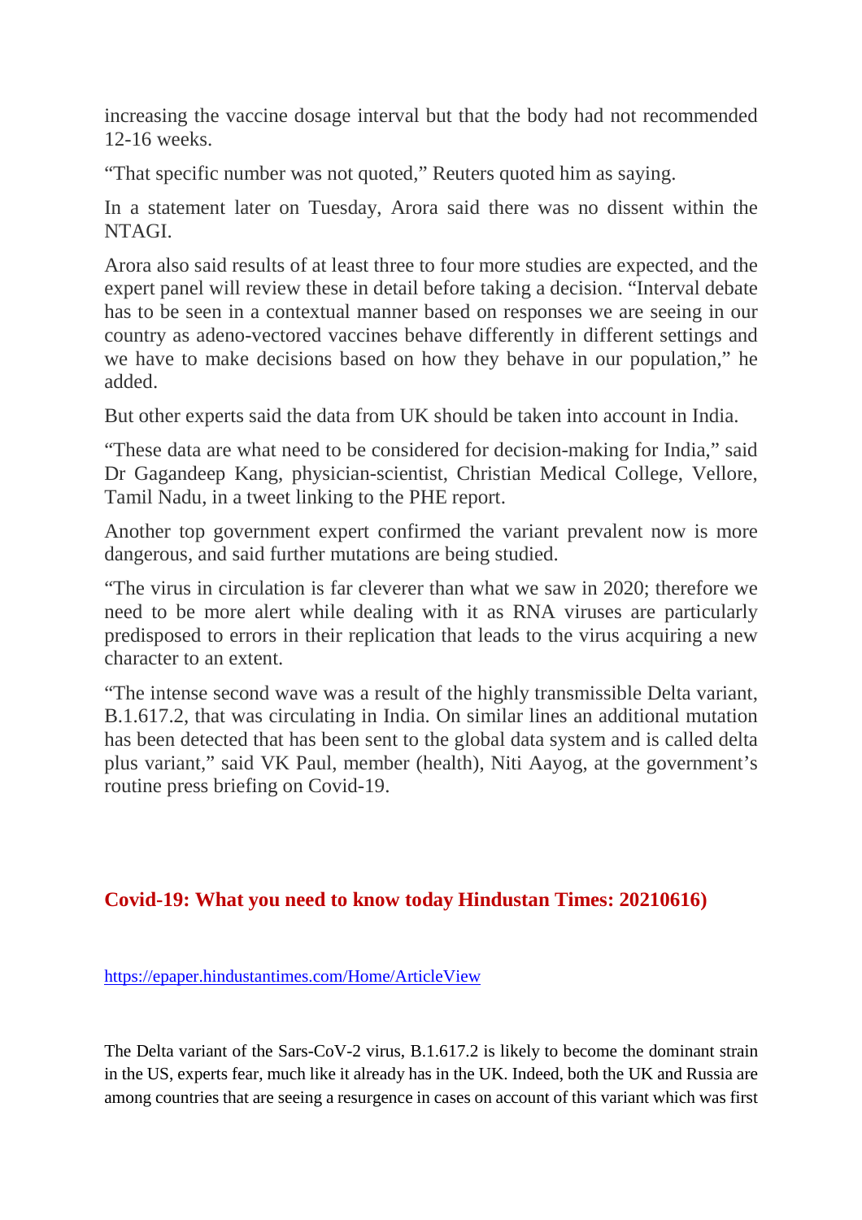increasing the vaccine dosage interval but that the body had not recommended 12-16 weeks.

"That specific number was not quoted," Reuters quoted him as saying.

In a statement later on Tuesday, Arora said there was no dissent within the NTAGI.

Arora also said results of at least three to four more studies are expected, and the expert panel will review these in detail before taking a decision. "Interval debate has to be seen in a contextual manner based on responses we are seeing in our country as adeno-vectored vaccines behave differently in different settings and we have to make decisions based on how they behave in our population," he added.

But other experts said the data from UK should be taken into account in India.

"These data are what need to be considered for decision-making for India," said Dr Gagandeep Kang, physician-scientist, Christian Medical College, Vellore, Tamil Nadu, in a tweet linking to the PHE report.

Another top government expert confirmed the variant prevalent now is more dangerous, and said further mutations are being studied.

"The virus in circulation is far cleverer than what we saw in 2020; therefore we need to be more alert while dealing with it as RNA viruses are particularly predisposed to errors in their replication that leads to the virus acquiring a new character to an extent.

"The intense second wave was a result of the highly transmissible Delta variant, B.1.617.2, that was circulating in India. On similar lines an additional mutation has been detected that has been sent to the global data system and is called delta plus variant," said VK Paul, member (health), Niti Aayog, at the government's routine press briefing on Covid-19.

## Covid-19: What you need to know today Hindustan Times: 20210616)

https://epaper.hindustantimes.com/Home/ArticleView

The Delta variant of the Sars-CoV-2 virus, B.1.617.2 is likely to become the dominant strain in the US, experts fear, much like it already has in the UK. Indeed, both the UK and Russia are among countries that are seeing a resurgence in cases on account of this variant which was first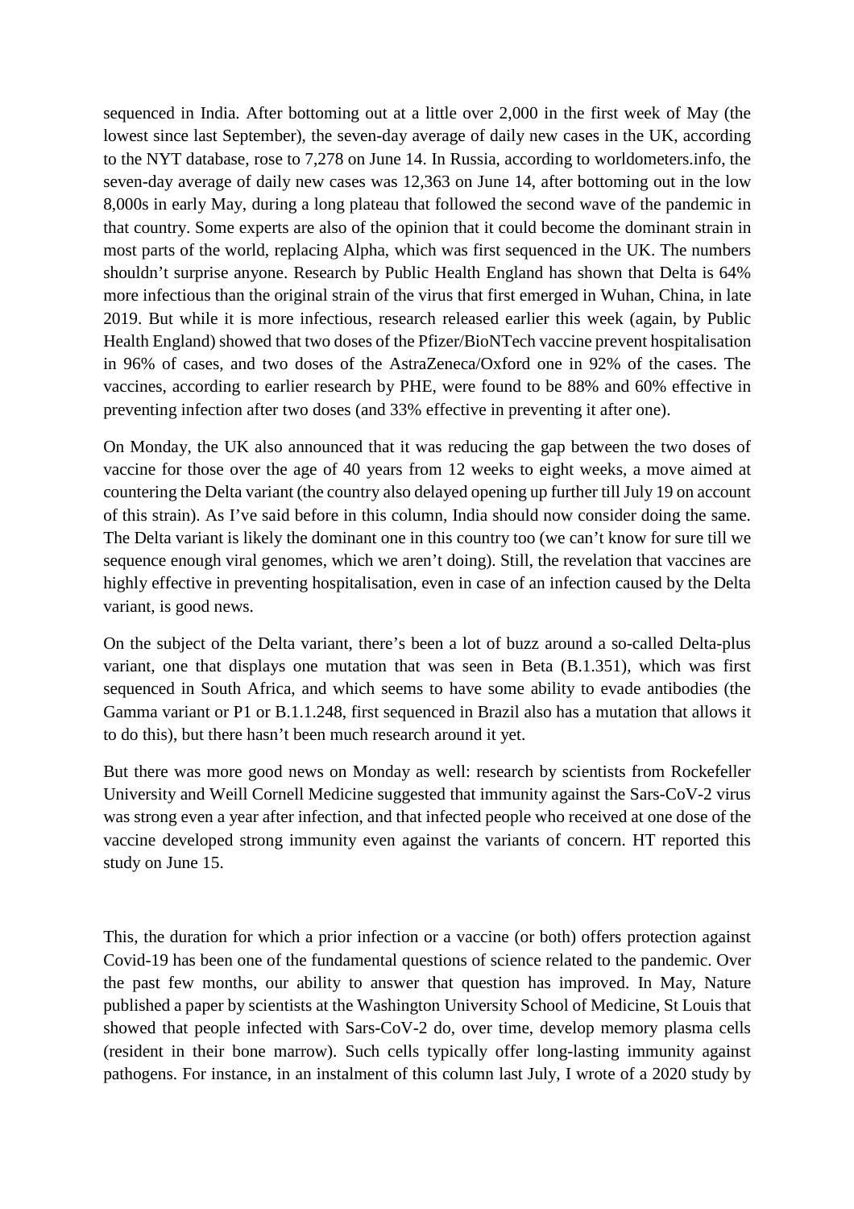sequenced in India. After bottoming out at a little over 2,000 in the first week of May (the lowest since last September), the seven-day average of daily new cases in the UK, according to the NYT database, rose to 7,278 on June 14. In Russia, according to worldometers.info, the seven-day average of daily new cases was 12,363 on June 14, after bottoming out in the low 8,000s in early May, during a long plateau that followed the second wave of the pandemic in that country. Some experts are also of the opinion that it could become the dominant strain in most parts of the world, replacing Alpha, which was first sequenced in the UK. The numbers shouldn't surprise anyone. Research by Public Health England has shown that Delta is 64% more infectious than the original strain of the virus that first emerged in Wuhan, China, in late 2019. But while it is more infectious, research released earlier this week (again, by Public Health England) showed that two doses of the Pfizer/BioNTech vaccine prevent hospitalisation in 96% of cases, and two doses of the AstraZeneca/Oxford one in 92% of the cases. The vaccines, according to earlier research by PHE, were found to be 88% and 60% effective in preventing infection after two doses (and 33% effective in preventing it after one).

On Monday, the UK also announced that it was reducing the gap between the two doses of vaccine for those over the age of 40 years from 12 weeks to eight weeks, a move aimed at countering the Delta variant (the country also delayed opening up further till July 19 on account of this strain). As I've said before in this column, India should now consider doing the same. The Delta variant is likely the dominant one in this country too (we can't know for sure till we sequence enough viral genomes, which we aren't doing). Still, the revelation that vaccines are highly effective in preventing hospitalisation, even in case of an infection caused by the Delta variant, is good news.

On the subject of the Delta variant, there's been a lot of buzz around a so-called Delta-plus variant, one that displays one mutation that was seen in Beta (B.1.351), which was first sequenced in South Africa, and which seems to have some ability to evade antibodies (the Gamma variant or P1 or B.1.1.248, first sequenced in Brazil also has a mutation that allows it to do this), but there hasn't been much research around it yet.

But there was more good news on Monday as well: research by scientists from Rockefeller University and Weill Cornell Medicine suggested that immunity against the Sars-CoV-2 virus was strong even a year after infection, and that infected people who received at one dose of the vaccine developed strong immunity even against the variants of concern. HT reported this study on June 15.

This, the duration for which a prior infection or a vaccine (or both) offers protection against Covid-19 has been one of the fundamental questions of science related to the pandemic. Over the past few months, our ability to answer that question has improved. In May, Nature published a paper by scientists at the Washington University School of Medicine, St Louis that showed that people infected with Sars-CoV-2 do, over time, develop memory plasma cells (resident in their bone marrow). Such cells typically offer long-lasting immunity against pathogens. For instance, in an instalment of this column last July, I wrote of a 2020 study by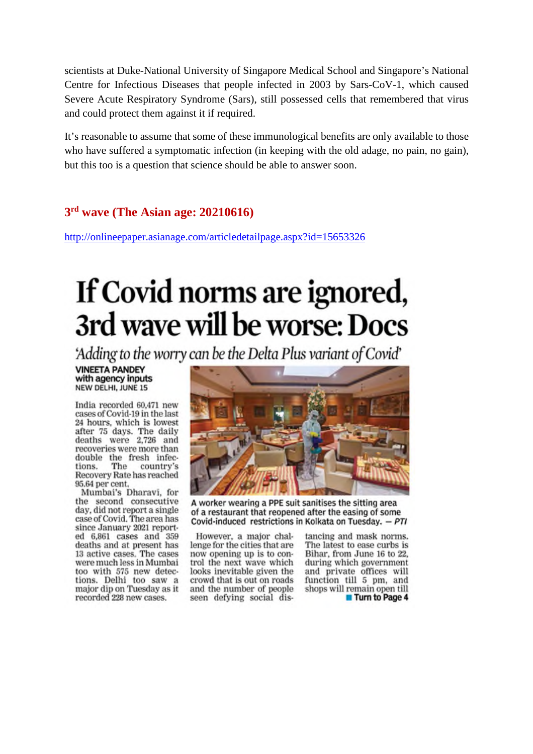scientists at Duke-National University of Singapore Medical School and Singapore's National Centre for Infectious Diseases that people infected in 2003 by Sars-CoV-1, which caused Severe Acute Respiratory Syndrome (Sars), still possessed cells that remembered that virus and could protect them against it if required.

It's reasonable to assume that some of these immunological benefits are only available to those who have suffered a symptomatic infection (in keeping with the old adage, no pain, no gain), but this too is a question that science should be able to answer soon.

## 3rd wave (The Asian age: 20210616)

http://onlineepaper.asianage.com/articledetailpage.aspx?id=15653326

# If Covid norms are ignored, 3rd wave will be worse: Docs

*'Adding to the worry can be the Delta Plus variant of Covid'*

**VINEETA PANDEY**
**with agency inputs**
NEW DELHI, JUNE 15

India recorded 60,471 new cases of Covid-19 in the last 24 hours, which is lowest after 75 days. The daily deaths were 2,726 and recoveries were more than double the fresh infections. The country's Recovery Rate has reached 95.64 per cent.

Mumbai's Dharavi, for the second consecutive day, did not report a single case of Covid. The area has since January 2021 reported 6,861 cases and 359 deaths and at present has 13 active cases. The cases were much less in Mumbai too with 575 new detections. Delhi too saw a major dip on Tuesday as it recorded 228 new cases.

A worker wearing a PPE suit sanitises the sitting area of a restaurant that reopened after the easing of some Covid-induced restrictions in Kolkata on Tuesday. — *PTI*

However, a major challenge for the cities that are now opening up is to control the next wave which looks inevitable given the crowd that is out on roads and the number of people seen defying social distancing and mask norms. The latest to ease curbs is Bihar, from June 16 to 22, during which government and private offices will function till 5 pm, and shops will remain open till

**Turn to Page 4**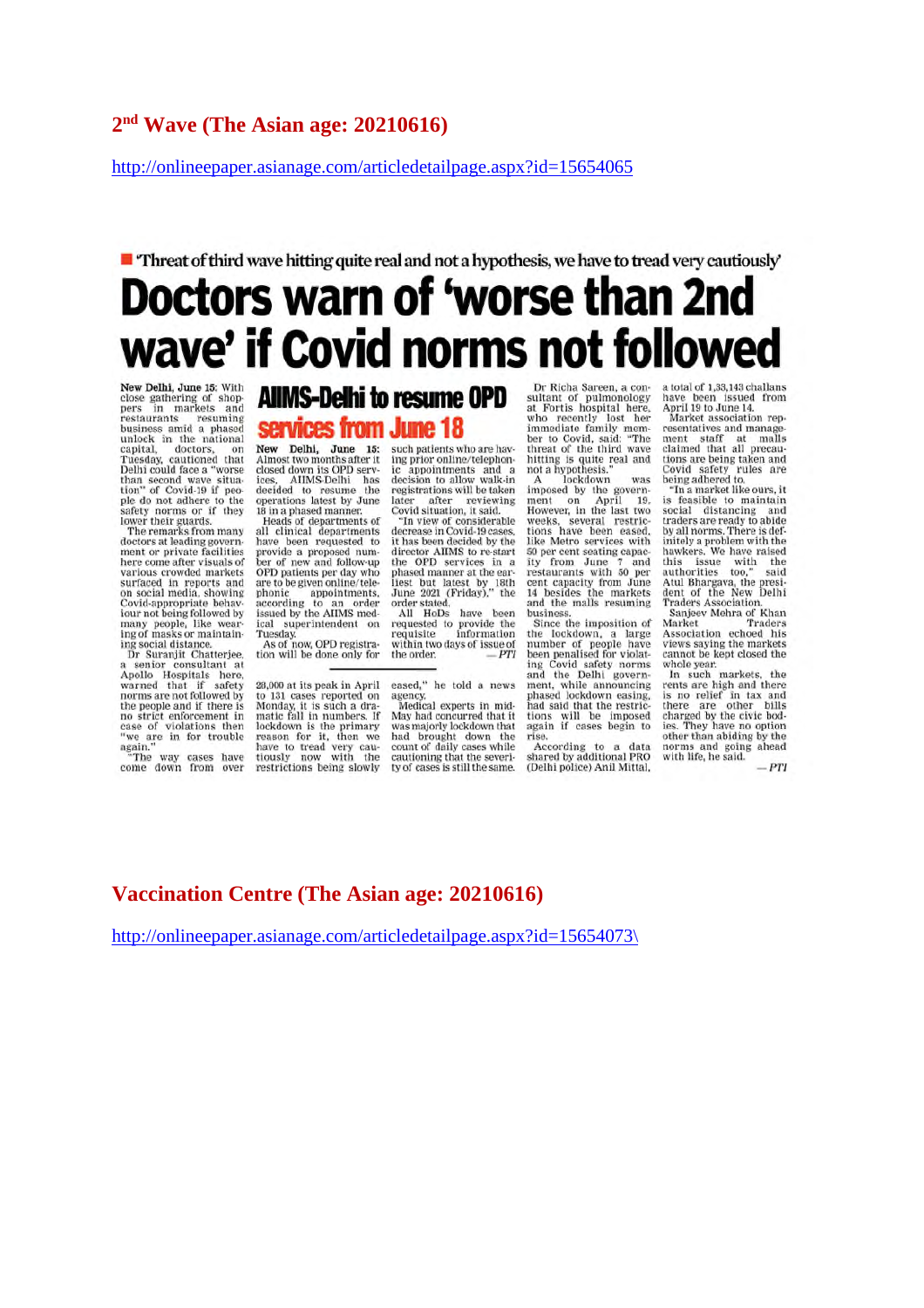## 2nd Wave (The Asian age: 20210616)

http://onlineepaper.asianage.com/articledetailpage.aspx?id=15654065

■ 'Threat of third wave hitting quite real and not a hypothesis, we have to tread very cautiously'

# Doctors warn of 'worse than 2nd wave' if Covid norms not followed

New Delhi, June 15: With close gathering of shoppers in markets and restaurants resuming business amid a phased unlock in the national capital, doctors, on Tuesday, cautioned that Delhi could face a "worse than second wave situation" of Covid-19 if people do not adhere to the safety norms or if they lower their guards.

The remarks from many doctors at leading government or private facilities here come after visuals of various crowded markets surfaced in reports and on social media, showing Covid-appropriate behaviour not being followed by many people, like wearing of masks or maintaining social distance.

Dr Suranjit Chatterjee, a senior consultant at Apollo Hospitals here, warned that if safety norms are not followed by the people and if there is no strict enforcement in case of violations then "we are in for trouble again."

"The way cases have come down from over 28,000 at its peak in April to 131 cases reported on Monday, it is such a dramatic fall in numbers. If lockdown is the primary reason for it, then we have to tread very cautiously now with the restrictions being slowly eased," he told a news agency.

Medical experts in mid-May had concurred that it was majorly lockdown that had brought down the count of daily cases while cautioning that the severity of cases is still the same.

Dr Richa Sareen, a consultant of pulmonology at Fortis hospital here, who recently lost her immediate family member to Covid, said: "The threat of the third wave hitting is quite real and not a hypothesis."

A lockdown was imposed by the government on April 19. However, in the last two weeks, several restrictions have been eased, like Metro services with 50 per cent seating capacity from June 7 and restaurants with 50 per cent capacity from June 14 besides the markets and the malls resuming business.

Since the imposition of the lockdown, a large number of people have been penalised for violating Covid safety norms and the Delhi government, while announcing phased lockdown easing, had said that the restrictions will be imposed again if cases begin to rise.

According to a data shared by additional PRO (Delhi police) Anil Mittal, a total of 1,33,143 challans have been issued from April 19 to June 14.

Market association representatives and management staff at malls claimed that all precautions are being taken and Covid safety rules are being adhered to.

"In a market like ours, it is feasible to maintain social distancing and traders are ready to abide by all norms. There is definitely a problem with the hawkers. We have raised this issue with the authorities too," said Atul Bhargava, the president of the New Delhi Traders Association.

Sanjeev Mehra of Khan Market Traders Association echoed his views saying the markets cannot be kept closed the whole year.

In such markets, the rents are high and there is no relief in tax and there are other bills charged by the civic bodies. They have no option other than abiding by the norms and going ahead with life, he said.

*—PTI*

## AIIMS-Delhi to resume OPD services from June 18

New Delhi, June 15: Almost two months after it closed down its OPD services, AIIMS-Delhi has decided to resume the operations latest by June 18 in a phased manner.

Heads of departments of all clinical departments have been requested to provide a proposed number of new and follow-up OPD patients per day who are to be given online/telephonic appointments, according to an order issued by the AIIMS medical superintendent on Tuesday.

As of now, OPD registration will be done only for such patients who are having prior online/telephonic appointments and a decision to allow walk-in registrations will be taken later after reviewing Covid situation, it said.

"In view of considerable decrease in Covid-19 cases, it has been decided by the director AIIMS to re-start the OPD services in a phased manner at the earliest but latest by 18th June 2021 (Friday)," the order stated.

All HoDs have been requested to provide the requisite information within two days of issue of the order.

*—PTI*

## Vaccination Centre (The Asian age: 20210616)

http://onlineepaper.asianage.com/articledetailpage.aspx?id=15654073\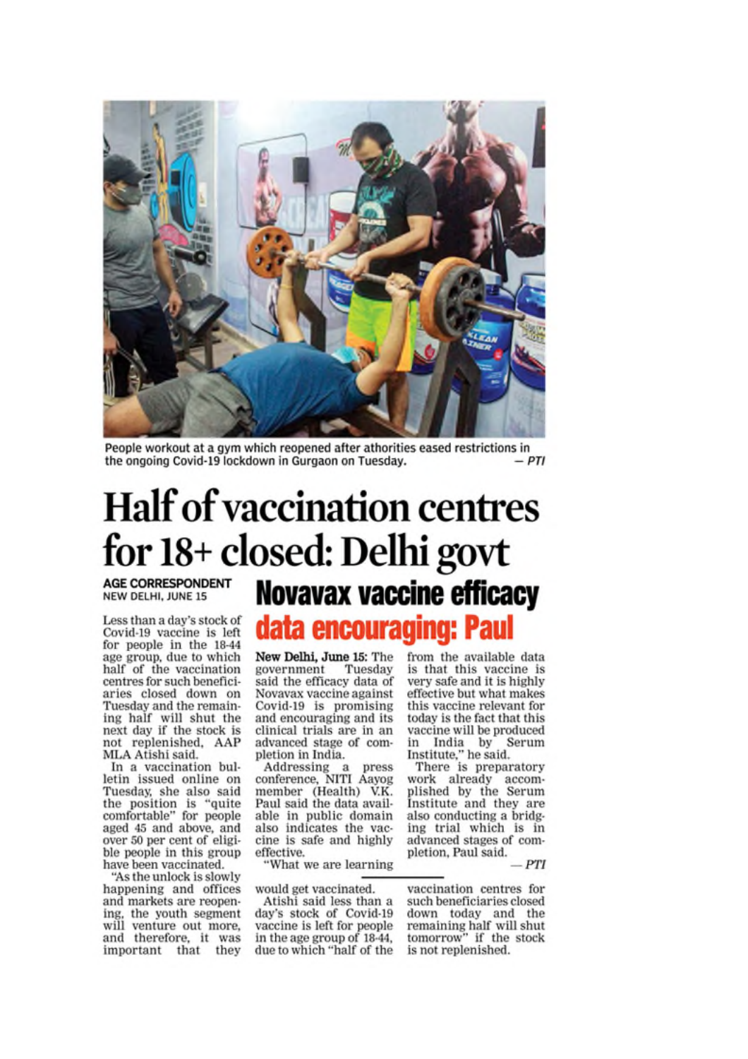People workout at a gym which reopened after athorities eased restrictions in the ongoing Covid-19 lockdown in Gurgaon on Tuesday. — PTI

# Half of vaccination centres for 18+ closed: Delhi govt

**AGE CORRESPONDENT**
NEW DELHI, JUNE 15

Less than a day's stock of Covid-19 vaccine is left for people in the 18-44 age group, due to which half of the vaccination centres for such beneficiaries closed down on Tuesday and the remaining half will shut the next day if the stock is not replenished, AAP MLA Atishi said.

In a vaccination bulletin issued online on Tuesday, she also said the position is "quite comfortable" for people aged 45 and above, and over 50 per cent of eligible people in this group have been vaccinated.

"As the unlock is slowly happening and offices and markets are reopening, the youth segment will venture out more, and therefore, it was important that they would get vaccinated.

Atishi said less than a day's stock of Covid-19 vaccine is left for people in the age group of 18-44, due to which "half of the vaccination centres for such beneficiaries closed down today and the remaining half will shut tomorrow" if the stock is not replenished.

## Novavax vaccine efficacy data encouraging: Paul

**New Delhi, June 15:** The government Tuesday said the efficacy data of Novavax vaccine against Covid-19 is promising and encouraging and its clinical trials are in an advanced stage of completion in India.

Addressing a press conference, NITI Aayog member (Health) V.K. Paul said the data available in public domain also indicates the vaccine is safe and highly effective.

"What we are learning from the available data is that this vaccine is very safe and it is highly effective but what makes this vaccine relevant for today is the fact that this vaccine will be produced in India by Serum Institute," he said.

There is preparatory work already accomplished by the Serum Institute and they are also conducting a bridging trial which is in advanced stages of completion, Paul said.

— PTI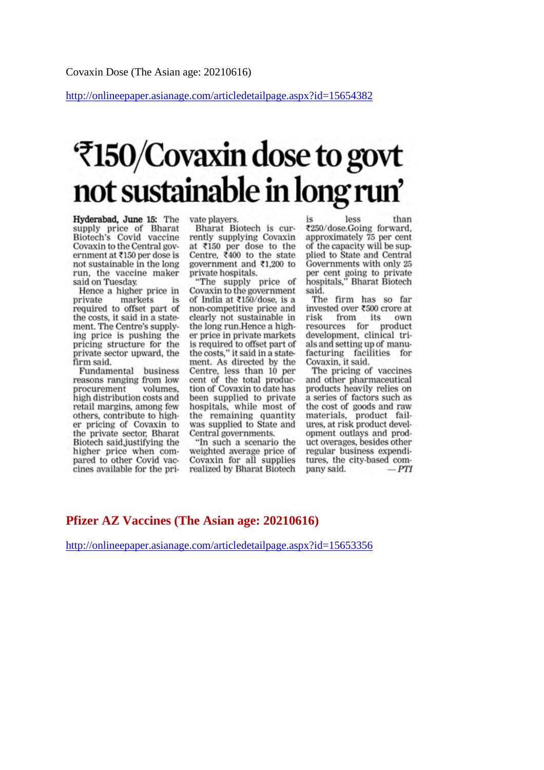Covaxin Dose (The Asian age: 20210616)

http://onlineepaper.asianage.com/articledetailpage.aspx?id=15654382

# '₹150/Covaxin dose to govt not sustainable in long run'

**Hyderabad, June 15:** The supply price of Bharat Biotech's Covid vaccine Covaxin to the Central government at ₹150 per dose is not sustainable in the long run, the vaccine maker said on Tuesday.

Hence a higher price in private markets is required to offset part of the costs, it said in a statement. The Centre's supplying price is pushing the pricing structure for the private sector upward, the firm said.

Fundamental business reasons ranging from low procurement volumes, high distribution costs and retail margins, among few others, contribute to higher pricing of Covaxin to the private sector, Bharat Biotech said,justifying the higher price when compared to other Covid vaccines available for the private players.

Bharat Biotech is currently supplying Covaxin at ₹150 per dose to the Centre, ₹400 to the state government and ₹1,200 to private hospitals.

"The supply price of Covaxin to the government of India at ₹150/dose, is a non-competitive price and clearly not sustainable in the long run.Hence a higher price in private markets is required to offset part of the costs," it said in a statement. As directed by the Centre, less than 10 per cent of the total production of Covaxin to date has been supplied to private hospitals, while most of the remaining quantity was supplied to State and Central governments.

"In such a scenario the weighted average price of Covaxin for all supplies realized by Bharat Biotech is less than ₹250/dose.Going forward, approximately 75 per cent of the capacity will be supplied to State and Central Governments with only 25 per cent going to private hospitals," Bharat Biotech said.

The firm has so far invested over ₹500 crore at risk from its own resources for product development, clinical trials and setting up of manufacturing facilities for Covaxin, it said.

The pricing of vaccines and other pharmaceutical products heavily relies on a series of factors such as the cost of goods and raw materials, product failures, at risk product development outlays and product overages, besides other regular business expenditures, the city-based company said. *— PTI*

**Pfizer AZ Vaccines (The Asian age: 20210616)**

http://onlineepaper.asianage.com/articledetailpage.aspx?id=15653356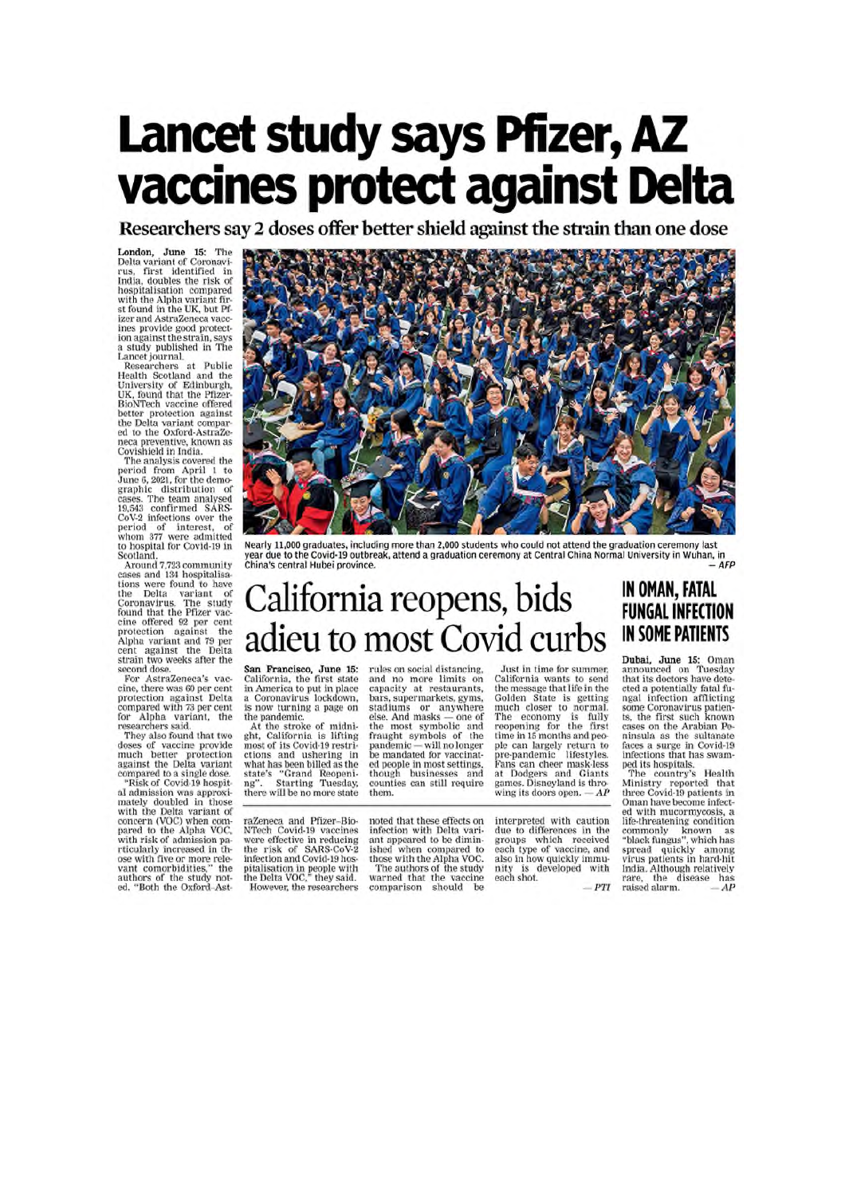# Lancet study says Pfizer, AZ vaccines protect against Delta

## Researchers say 2 doses offer better shield against the strain than one dose

**London, June 15:** The Delta variant of Coronavirus, first identified in India, doubles the risk of hospitalisation compared with the Alpha variant first found in the UK, but Pfizer and AstraZeneca vaccines provide good protection against the strain, says a study published in The Lancet journal.

Researchers at Public Health Scotland and the University of Edinburgh, UK, found that the Pfizer-BioNTech vaccine offered better protection against the Delta variant compared to the Oxford-AstraZeneca preventive, known as Covishield in India.

The analysis covered the period from April 1 to June 6, 2021, for the demographic distribution of cases. The team analysed 19,543 confirmed SARS-CoV-2 infections over the period of interest, of whom 377 were admitted to hospital for Covid-19 in Scotland.

Around 7,723 community cases and 134 hospitalisations were found to have the Delta variant of Coronavirus. The study found that the Pfizer vaccine offered 92 per cent protection against the Alpha variant and 79 per cent against the Delta strain two weeks after the second dose.

For AstraZeneca's vaccine, there was 60 per cent protection against Delta compared with 73 per cent for Alpha variant, the researchers said.

They also found that two doses of vaccine provide much better protection against the Delta variant compared to a single dose.

"Risk of Covid-19 hospital admission was approximately doubled in those with the Delta variant of concern (VOC) when compared to the Alpha VOC, with risk of admission particularly increased in those with five or more relevant comorbidities," the authors of the study noted. "Both the Oxford-AstraZeneca and Pfizer–BioNTech Covid-19 vaccines were effective in reducing the risk of SARS-CoV-2 infection and Covid-19 hospitalisation in people with the Delta VOC," they said.

However, the researchers noted that these effects on infection with Delta variant appeared to be diminished when compared to those with the Alpha VOC.

The authors of the study warned that the vaccine comparison should be interpreted with caution due to differences in the groups which received each type of vaccine, and also in how quickly immunity is developed with each shot. — *PTI*

Nearly 11,000 graduates, including more than 2,000 students who could not attend the graduation ceremony last year due to the Covid-19 outbreak, attend a graduation ceremony at Central China Normal University in Wuhan, in China's central Hubei province. — *AFP*

# California reopens, bids adieu to most Covid curbs

**San Francisco, June 15:** California, the first state in America to put in place a Coronavirus lockdown, is now turning a page on the pandemic.

At the stroke of midnight, California is lifting most of its Covid-19 restrictions and ushering in what has been billed as the state's "Grand Reopening". Starting Tuesday, there will be no more state rules on social distancing, and no more limits on capacity at restaurants, bars, supermarkets, gyms, stadiums or anywhere else. And masks — one of the most symbolic and fraught symbols of the pandemic — will no longer be mandated for vaccinated people in most settings, though businesses and counties can still require them.

Just in time for summer, California wants to send the message that life in the Golden State is getting much closer to normal. The economy is fully reopening for the first time in 15 months and people can largely return to pre-pandemic lifestyles. Fans can cheer mask-less at Dodgers and Giants games. Disneyland is throwing its doors open. — *AP*

# IN OMAN, FATAL FUNGAL INFECTION IN SOME PATIENTS

**Dubai, June 15:** Oman announced on Tuesday that its doctors have detected a potentially fatal fungal infection afflicting some Coronavirus patients, the first such known cases on the Arabian Peninsula as the sultanate faces a surge in Covid-19 infections that has swamped its hospitals.

The country's Health Ministry reported that three Covid-19 patients in Oman have become infected with mucormycosis, a life-threatening condition commonly known as "black fungus", which has spread quickly among virus patients in hard-hit India. Although relatively rare, the disease has raised alarm. — *AP*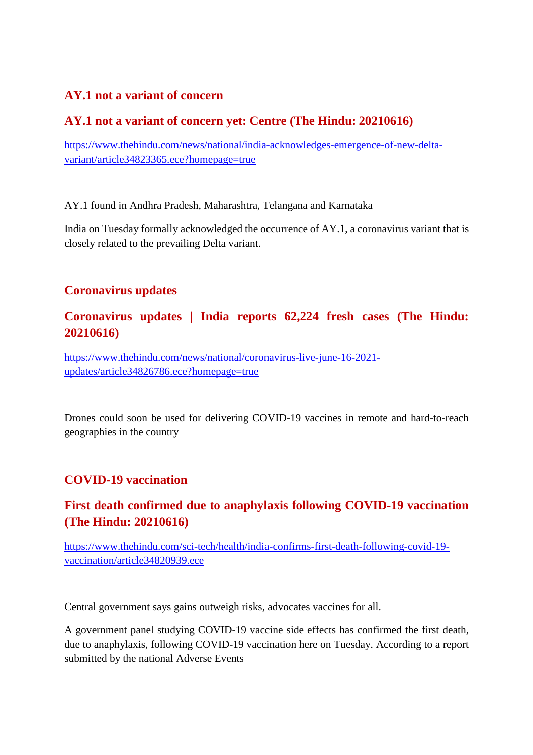## AY.1 not a variant of concern

### AY.1 not a variant of concern yet: Centre (The Hindu: 20210616)

https://www.thehindu.com/news/national/india-acknowledges-emergence-of-new-delta-variant/article34823365.ece?homepage=true

AY.1 found in Andhra Pradesh, Maharashtra, Telangana and Karnataka

India on Tuesday formally acknowledged the occurrence of AY.1, a coronavirus variant that is closely related to the prevailing Delta variant.

## Coronavirus updates

### Coronavirus updates | India reports 62,224 fresh cases (The Hindu: 20210616)

https://www.thehindu.com/news/national/coronavirus-live-june-16-2021-updates/article34826786.ece?homepage=true

Drones could soon be used for delivering COVID-19 vaccines in remote and hard-to-reach geographies in the country

## COVID-19 vaccination

### First death confirmed due to anaphylaxis following COVID-19 vaccination (The Hindu: 20210616)

https://www.thehindu.com/sci-tech/health/india-confirms-first-death-following-covid-19-vaccination/article34820939.ece

Central government says gains outweigh risks, advocates vaccines for all.

A government panel studying COVID-19 vaccine side effects has confirmed the first death, due to anaphylaxis, following COVID-19 vaccination here on Tuesday. According to a report submitted by the national Adverse Events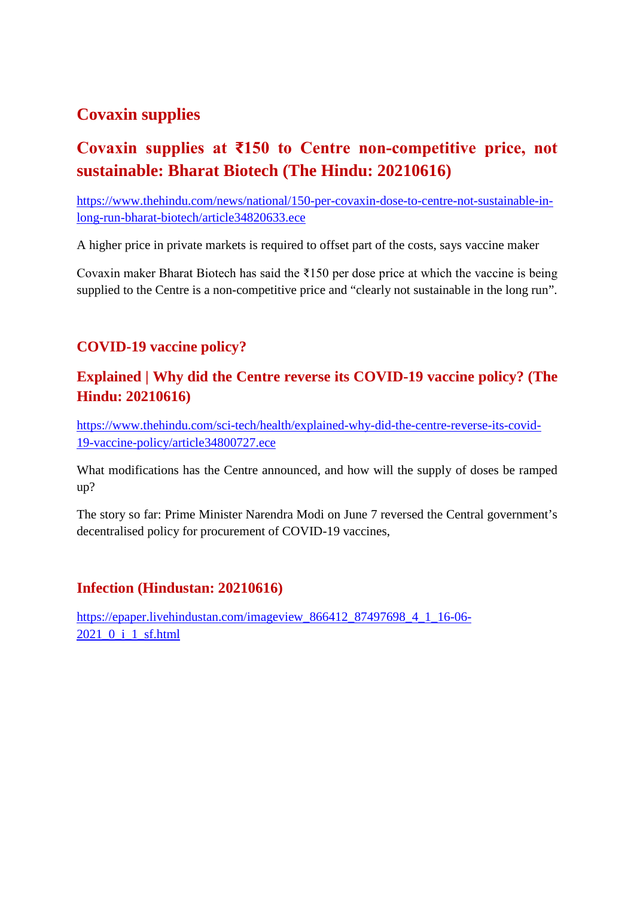## Covaxin supplies

## Covaxin supplies at ₹150 to Centre non-competitive price, not sustainable: Bharat Biotech (The Hindu: 20210616)

https://www.thehindu.com/news/national/150-per-covaxin-dose-to-centre-not-sustainable-in-long-run-bharat-biotech/article34820633.ece

A higher price in private markets is required to offset part of the costs, says vaccine maker

Covaxin maker Bharat Biotech has said the ₹150 per dose price at which the vaccine is being supplied to the Centre is a non-competitive price and “clearly not sustainable in the long run”.

## COVID-19 vaccine policy?

## Explained | Why did the Centre reverse its COVID-19 vaccine policy? (The Hindu: 20210616)

https://www.thehindu.com/sci-tech/health/explained-why-did-the-centre-reverse-its-covid-19-vaccine-policy/article34800727.ece

What modifications has the Centre announced, and how will the supply of doses be ramped up?

The story so far: Prime Minister Narendra Modi on June 7 reversed the Central government’s decentralised policy for procurement of COVID-19 vaccines,

## Infection (Hindustan: 20210616)

https://epaper.livehindustan.com/imageview_866412_87497698_4_1_16-06-2021_0_i_1_sf.html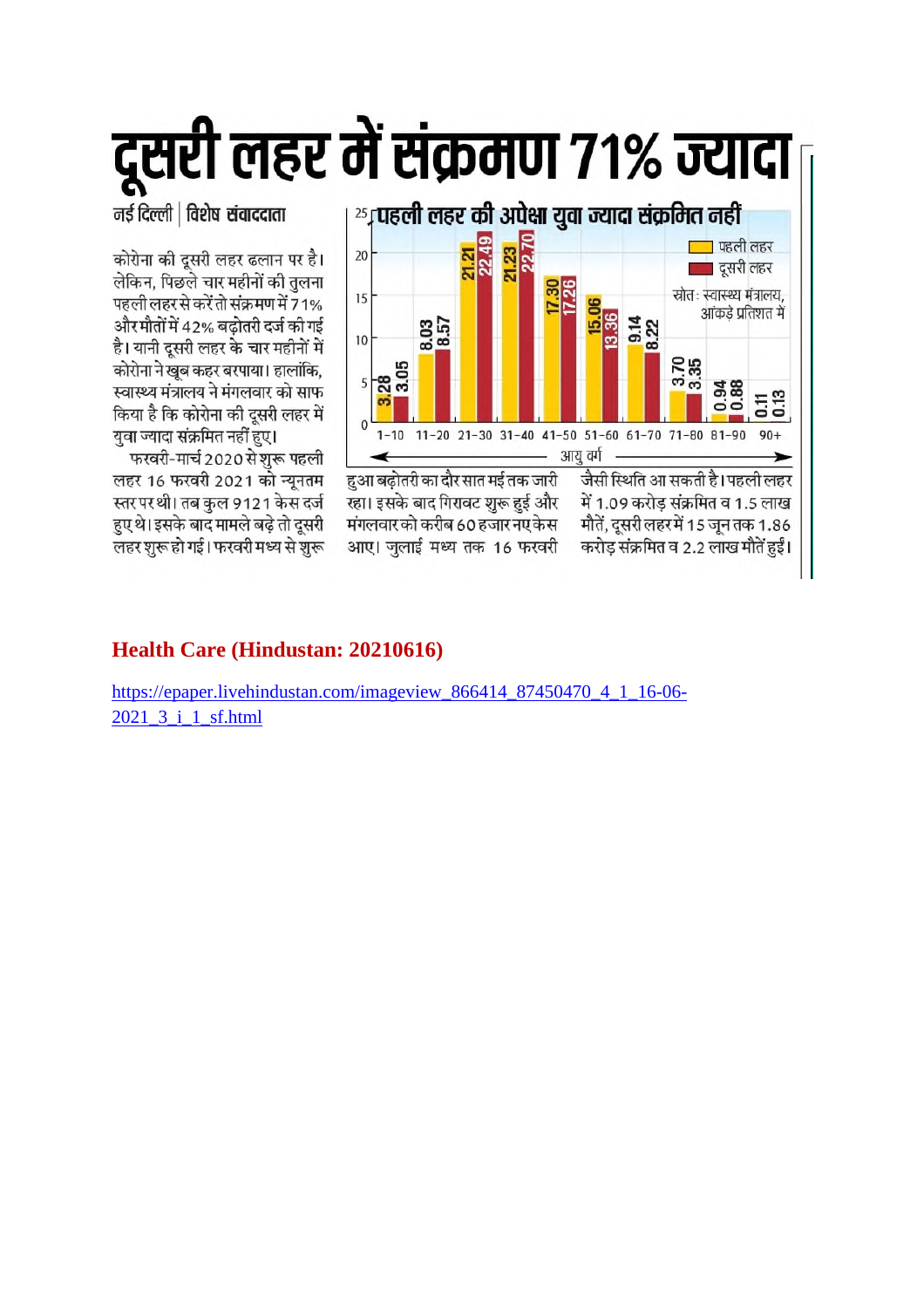# दूसरी लहर में संक्रमण 71% ज्यादा

नई दिल्ली | विशेष संवाददाता

कोरोना की दूसरी लहर ढलान पर है। लेकिन, पिछले चार महीनों की तुलना पहली लहर से करें तो संक्रमण में 71% और मौतों में 42% बढ़ोतरी दर्ज की गई है। यानी दूसरी लहर के चार महीनों में कोरोना ने खूब कहर बरपाया। हालांकि, स्वास्थ्य मंत्रालय ने मंगलवार को साफ किया है कि कोरोना की दूसरी लहर में युवा ज्यादा संक्रमित नहीं हुए।

फरवरी-मार्च 2020 से शुरू पहली लहर 16 फरवरी 2021 को न्यूनतम स्तर पर थी। तब कुल 9121 केस दर्ज हुए थे। इसके बाद मामले बढ़े तो दूसरी लहर शुरू हो गई। फरवरी मध्य से शुरू हुआ बढ़ोतरी का दौर सात मई तक जारी रहा। इसके बाद गिरावट शुरू हुई और मंगलवार को करीब 60 हजार नए केस आए। जुलाई मध्य तक 16 फरवरी जैसी स्थिति आ सकती है। पहली लहर में 1.09 करोड़ संक्रमित व 1.5 लाख मौतें, दूसरी लहर में 15 जून तक 1.86 करोड़ संक्रमित व 2.2 लाख मौतें हुईं।

**पहली लहर की अपेक्षा युवा ज्यादा संक्रमित नहीं**

पहली लहर
दूसरी लहर
स्रोतः स्वास्थ्य मंत्रालय, आंकड़े प्रतिशत में

0 5 10 15 20 25

1-10: 3.28, 3.05
11-20: 8.03, 8.57
21-30: 21.21, 22.49
31-40: 21.23, 22.70
41-50: 17.30, 17.26
51-60: 15.06, 13.36
61-70: 9.14, 8.22
71-80: 3.70, 3.35
81-90: 0.94, 0.88
90+: 0.11, 0.13

आयु वर्ग

**Health Care (Hindustan: 20210616)**

https://epaper.livehindustan.com/imageview_866414_87450470_4_1_16-06-2021_3_i_1_sf.html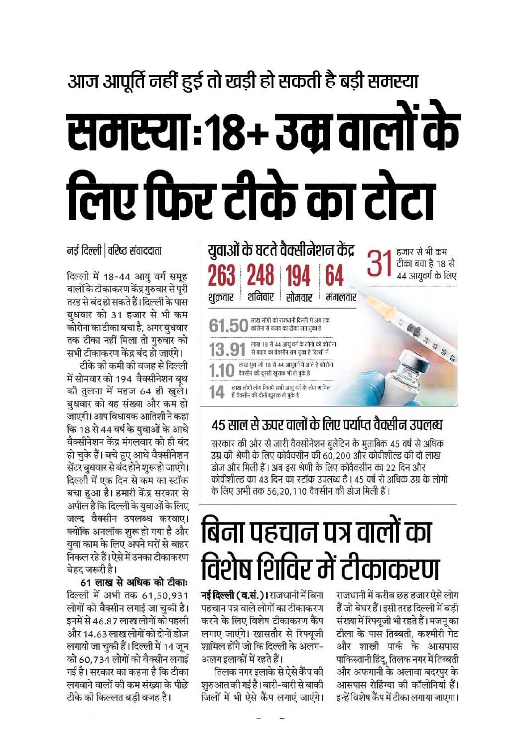## आज आपूर्ति नहीं हुई तो खड़ी हो सकती है बड़ी समस्या

# समस्या:18+ उम्र वालों के लिए फिर टीके का टोटा

नई दिल्ली | वरिष्ठ संवाददाता

दिल्ली में 18-44 आयु वर्ग समूह वालों के टीकाकरण केंद्र गुरुवार से पूरी तरह से बंद हो सकते हैं। दिल्ली के पास बुधवार को 31 हजार से भी कम कोरोना का टीका बचा है, अगर बुधवार तक टीका नहीं मिला तो गुरुवार को सभी टीकाकरण केंद्र बंद हो जाएंगे।

टीके की कमी की वजह से दिल्ली में सोमवार को 194 वैक्सीनेशन बूथ की तुलना में महज 64 ही खुले। बुधवार को यह संख्या और कम हो जाएगी। आप विधायक आतिशी ने कहा कि 18 से 44 वर्ष के युवाओं के आधे वैक्सीनेशन केंद्र मंगलवार को ही बंद हो चुके हैं। बचे हुए आधे वैक्सीनेशन सेंटर बुधवार से बंद होने शुरू हो जाएंगे। दिल्ली में एक दिन से कम का स्टॉक बचा हुआ है। हमारी केंद्र सरकार से अपील है कि दिल्ली के युवाओं के लिए जल्द वैक्सीन उपलब्ध करवाए। क्योंकि अनलॉक शुरू हो गया है और युवा काम के लिए अपने घरों से बाहर निकल रहे हैं। ऐसे में उनका टीकाकरण बेहद जरूरी है।

**61 लाख से अधिक को टीकाः**
दिल्ली में अभी तक 61,50,931 लोगों को वैक्सीन लगाई जा चुकी है। इनमें से 46.87 लाख लोगों को पहली और 14.63 लाख लोगों को दोनों डोज लगायी जा चुकी हैं। दिल्ली में 14 जून को 60,734 लोगों को वैक्सीन लगाई गई है। सरकार का कहना है कि टीका लगवाने वालों की कम संख्या के पीछे टीके की किल्लत बड़ी वजह है।

### युवाओं के घटते वैक्सीनेशन केंद्र

| शुक्रवार | शनिवार | सोमवार | मंगलवार |
|---|---|---|---|
| 263 | 248 | 194 | 64 |

**31** हजार से भी कम टीका बचा है 18 से 44 आयुवर्ग के लिए

**61.50** लाख लोगों को राजधानी दिल्ली में अब तक कोरोना से बचाव का टीका लग चुका है

**13.91** लाख 18 से 44 आयु वर्ग के लोगों को कोरोना से बचाव का वैक्सीन लग चुका है दिल्ली में

**1.10** लाख युवा जो 18 से 44 आयुवर्ग में आते है कोरोना वैक्सीन की दूसरी खुराक भी ले चुके है

**14** लाख लोगों लोग जिनमें सभी आयु वर्ग के लोग शामिल हैं वैक्सीन की दोनों खुराक ले चुके हैं

## 45 साल से ऊपर वालों के लिए पर्याप्त वैक्सीन उपलब्ध

सरकार की ओर से जारी वैक्सीनेशन बुलेटिन के मुताबिक 45 वर्ष से अधिक उम्र की श्रेणी के लिए कोवैक्सीन की 60,200 और कोवीशील्ड की दो लाख डोज और मिली हैं। अब इस श्रेणी के लिए कोवैक्सीन का 22 दिन और कोवीशील्ड का 43 दिन का स्टॉक उपलब्ध है। 45 वर्ष से अधिक उम्र के लोगों के लिए अभी तक 56,20,110 वैक्सीन की डोज मिली हैं।

# बिना पहचान पत्र वालों का विशेष शिविर में टीकाकरण

**नई दिल्ली (व.सं.)।** राजधानी में बिना पहचान पत्र वाले लोगों का टीकाकरण करने के लिए विशेष टीकाकरण कैंप लगाए जाएंगे। खासतौर से रिफ्यूजी शामिल होंगे जो कि दिल्ली के अलग-अलग इलाकों में रहते हैं।

तिलक नगर इलाके से ऐसे कैंप की शुरुआत की गई है। बारी-बारी से बाकी जिलों में भी ऐसे कैंप लगाएं जाएंगे। राजधानी में करीब छह हजार ऐसे लोग हैं जो बेघर हैं। इसी तरह दिल्ली में बड़ी संख्या में रिफ्यूजी भी रहते हैं। मजनू का टीला के पास तिब्बती, कश्मीरी गेट और शास्त्री पार्क के आसपास पाकिस्तानी हिंदू, तिलक नगर में तिब्बती और अफगानी के अलावा बदरपुर के आसपास रोहिंग्या की कॉलोनियां हैं। इन्हें विशेष कैंप में टीका लगाया जाएगा।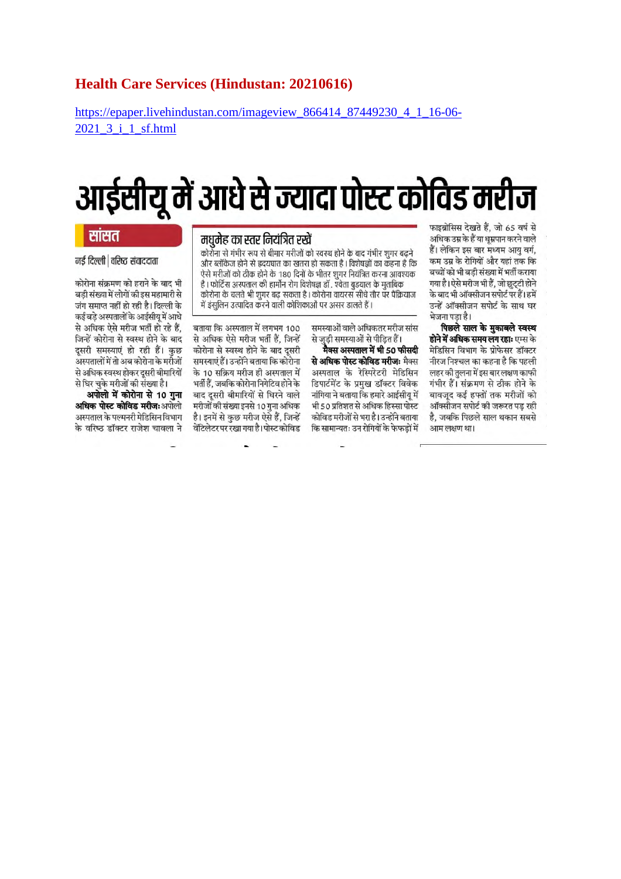## Health Care Services (Hindustan: 20210616)

https://epaper.livehindustan.com/imageview_866414_87449230_4_1_16-06-2021_3_i_1_sf.html

# आईसीयू में आधे से ज्यादा पोस्ट कोविड मरीज

**सांसत**

नई दिल्ली | वरिष्ठ संवाददाता

कोरोना संक्रमण को हराने के बाद भी बड़ी संख्या में लोगों की इस महामारी से जंग समाप्त नहीं हो रही है। दिल्ली के कई बड़े अस्पतालों के आईसीयू में आधे से अधिक ऐसे मरीज भर्ती हो रहे हैं, जिन्हें कोरोना से स्वस्थ होने के बाद दूसरी समस्याएं हो रही हैं। कुछ अस्पतालों में तो अब कोरोना के मरीजों से अधिक स्वस्थ होकर दूसरी बीमारियों से घिर चुके मरीजों की संख्या है।

**अपोलो में कोरोना से 10 गुना अधिक पोस्ट कोविड मरीज:** अपोलो अस्पताल के पल्मनरी मेडिसिन विभाग के वरिष्ठ डॉक्टर राजेश चावला ने बताया कि अस्पताल में लगभग 100 से अधिक ऐसे मरीज भर्ती हैं, जिन्हें कोरोना से स्वस्थ होने के बाद दूसरी समस्याएं हैं। उन्होंने बताया कि कोरोना के 10 सक्रिय मरीज ही अस्पताल में भर्ती हैं, जबकि कोरोना निगेटिव होने के बाद दूसरी बीमारियों से घिरने वाले मरीजों की संख्या इससे 10 गुना अधिक है। इनमें से कुछ मरीज ऐसे हैं, जिन्हें वेंटिलेटर पर रखा गया है। पोस्ट कोविड समस्याओं वाले अधिकतर मरीज सांस से जुड़ी समस्याओं से पीड़ित हैं।

**मैक्स अस्पताल में भी 50 फीसदी से अधिक पोस्ट कोविड मरीज:** मैक्स अस्पताल के रेस्पिरेटरी मेडिसिन डिपार्टमेंट के प्रमुख डॉक्टर विवेक नांगिया ने बताया कि हमारे आईसीयू में भी 50 प्रतिशत से अधिक हिस्सा पोस्ट कोविड मरीजों से भरा है। उन्होंने बताया कि सामान्यतः उन रोगियों के फेफड़ों में फाइब्रोसिस देखते हैं, जो 65 वर्ष से अधिक उम्र के हैं या धूम्रपान करने वाले हैं। लेकिन इस बार मध्यम आयु वर्ग, कम उम्र के रोगियों और यहां तक कि बच्चों को भी बड़ी संख्या में भर्ती कराया गया है। ऐसे मरीज भी हैं, जो छुट्टी होने के बाद भी ऑक्सीजन सपोर्ट पर हैं। हमें उन्हें ऑक्सीजन सपोर्ट के साथ घर भेजना पड़ा है।

**पिछले साल के मुकाबले स्वस्थ होने में अधिक समय लग रहा:** एम्स के मेडिसिन विभाग के प्रोफेसर डॉक्टर नीरज निश्चल का कहना है कि पहली लहर की तुलना में इस बार लक्षण काफी गंभीर हैं। संक्रमण से ठीक होने के बावजूद कई हफ्तों तक मरीजों को ऑक्सीजन सपोर्ट की जरूरत पड़ रही है, जबकि पिछले साल थकान सबसे आम लक्षण था।

### मधुमेह का स्तर नियंत्रित रखें

कोरोना से गंभीर रूप से बीमार मरीजों को स्वस्थ होने के बाद गंभीर शुगर बढ़ने और ब्लॉकेज होने से हृदयघात का खतरा हो सकता है। विशेषज्ञों का कहना है कि ऐसे मरीजों को ठीक होने के 180 दिनों के भीतर शुगर नियंत्रित करना आवश्यक है। फोर्टिस अस्पताल की हार्मोन रोग विशेषज्ञ डॉ. श्वेता बुडयाल के मुताबिक कोरोना के चलते भी शुगर बढ़ सकता है। कोरोना वायरस सीधे तौर पर पैंक्रियाज में इंसुलिन उत्पादित करने वाली कोशिकाओं पर असर डालते हैं।